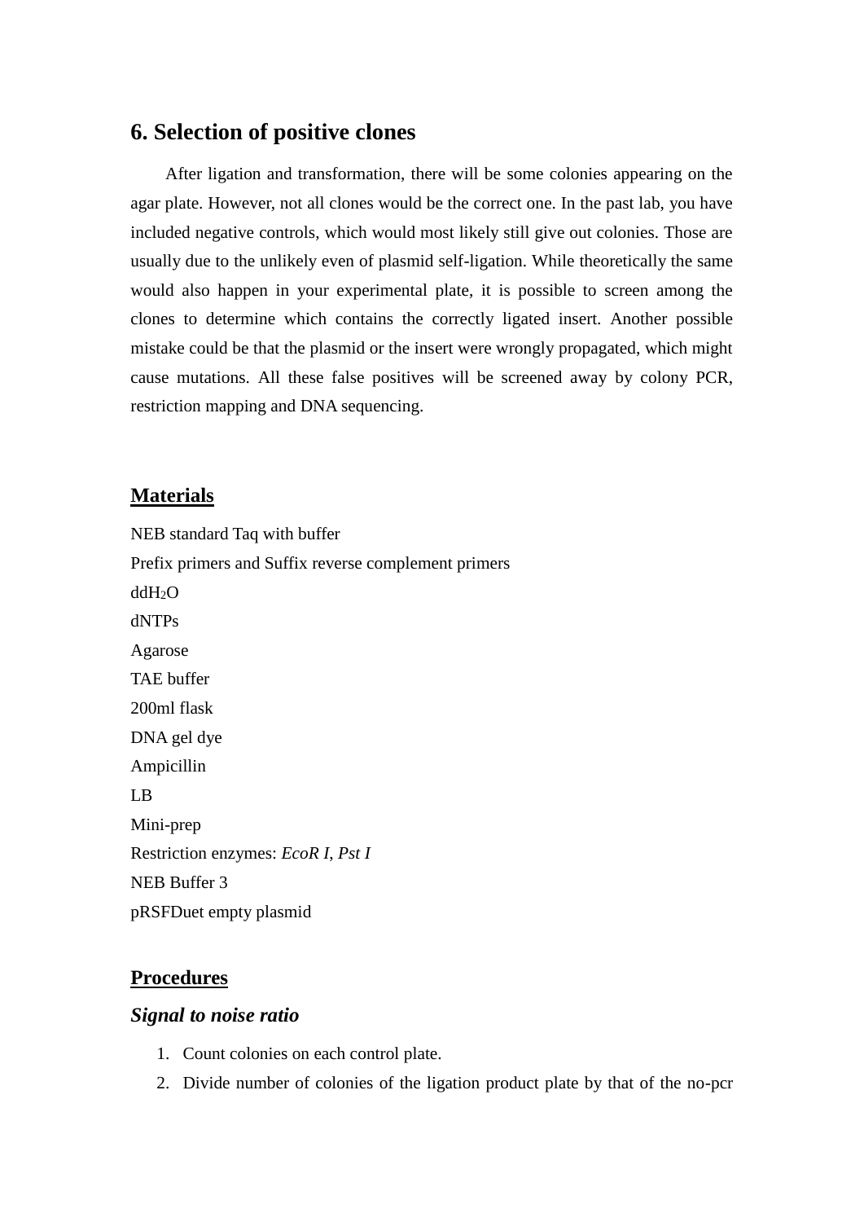## 6. Selection of positive clones

After ligation and transformation, there will be some colonies appearing on the agar plate. However, not all clones would be the correct one. In the past lab, you have included negative controls, which would most likely still give out colonies. Those are usually due to the unlikely even of plasmid self-ligation. While theoretically the same would also happen in your experimental plate, it is possible to screen among the clones to determine which contains the correctly ligated insert. Another possible mistake could be that the plasmid or the insert were wrongly propagated, which might cause mutations. All these false positives will be screened away by colony PCR, restriction mapping and DNA sequencing.

### Materials

NEB standard Taq with buffer
Prefix primers and Suffix reverse complement primers
dd$H_2O$
dNTPs
Agarose
TAE buffer
200ml flask
DNA gel dye
Ampicillin
LB
Mini-prep
Restriction enzymes: *EcoR I*, *Pst I*
NEB Buffer 3
pRSFDuet empty plasmid

### Procedures

#### *Signal to noise ratio*

1. Count colonies on each control plate.
2. Divide number of colonies of the ligation product plate by that of the no-pcr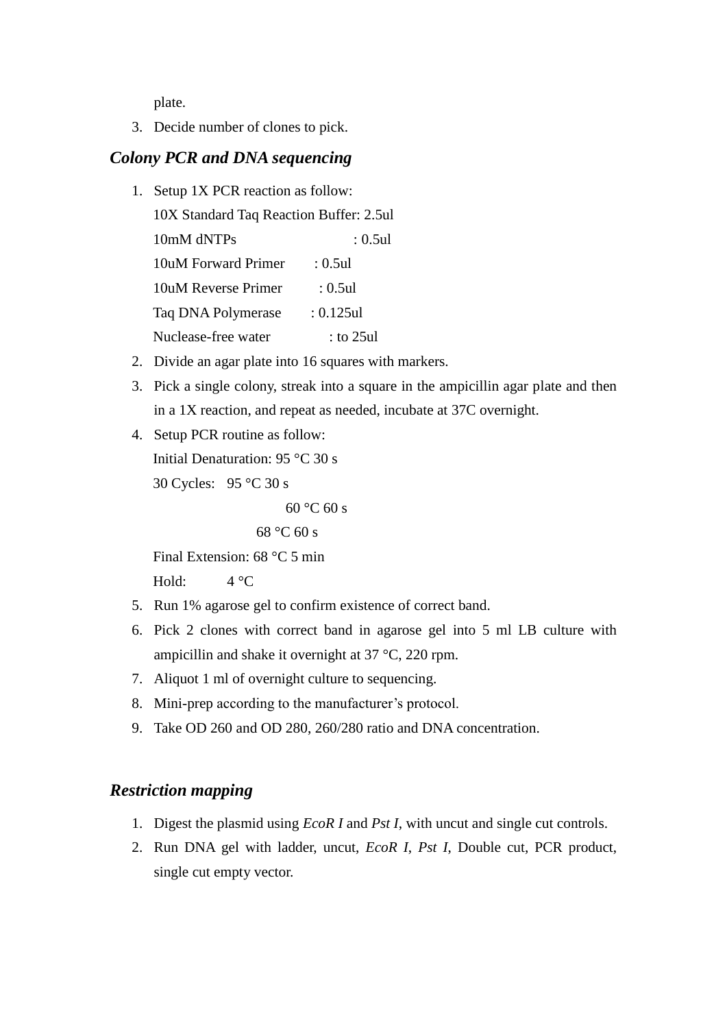plate.

3. Decide number of clones to pick.

### *Colony PCR and DNA sequencing*

1. Setup 1X PCR reaction as follow:
   10X Standard Taq Reaction Buffer: 2.5ul
   10mM dNTPs : 0.5ul
   10uM Forward Primer : 0.5ul
   10uM Reverse Primer : 0.5ul
   Taq DNA Polymerase : 0.125ul
   Nuclease-free water : to 25ul
2. Divide an agar plate into 16 squares with markers.
3. Pick a single colony, streak into a square in the ampicillin agar plate and then in a 1X reaction, and repeat as needed, incubate at 37C overnight.
4. Setup PCR routine as follow:
   Initial Denaturation: 95 °C 30 s
   30 Cycles: 95 °C 30 s
   60 °C 60 s
   68 °C 60 s
   Final Extension: 68 °C 5 min
   Hold: 4 °C
5. Run 1% agarose gel to confirm existence of correct band.
6. Pick 2 clones with correct band in agarose gel into 5 ml LB culture with ampicillin and shake it overnight at 37 °C, 220 rpm.
7. Aliquot 1 ml of overnight culture to sequencing.
8. Mini-prep according to the manufacturer's protocol.
9. Take OD 260 and OD 280, 260/280 ratio and DNA concentration.

### *Restriction mapping*

1. Digest the plasmid using *EcoR I* and *Pst I*, with uncut and single cut controls.
2. Run DNA gel with ladder, uncut, *EcoR I*, *Pst I*, Double cut, PCR product, single cut empty vector.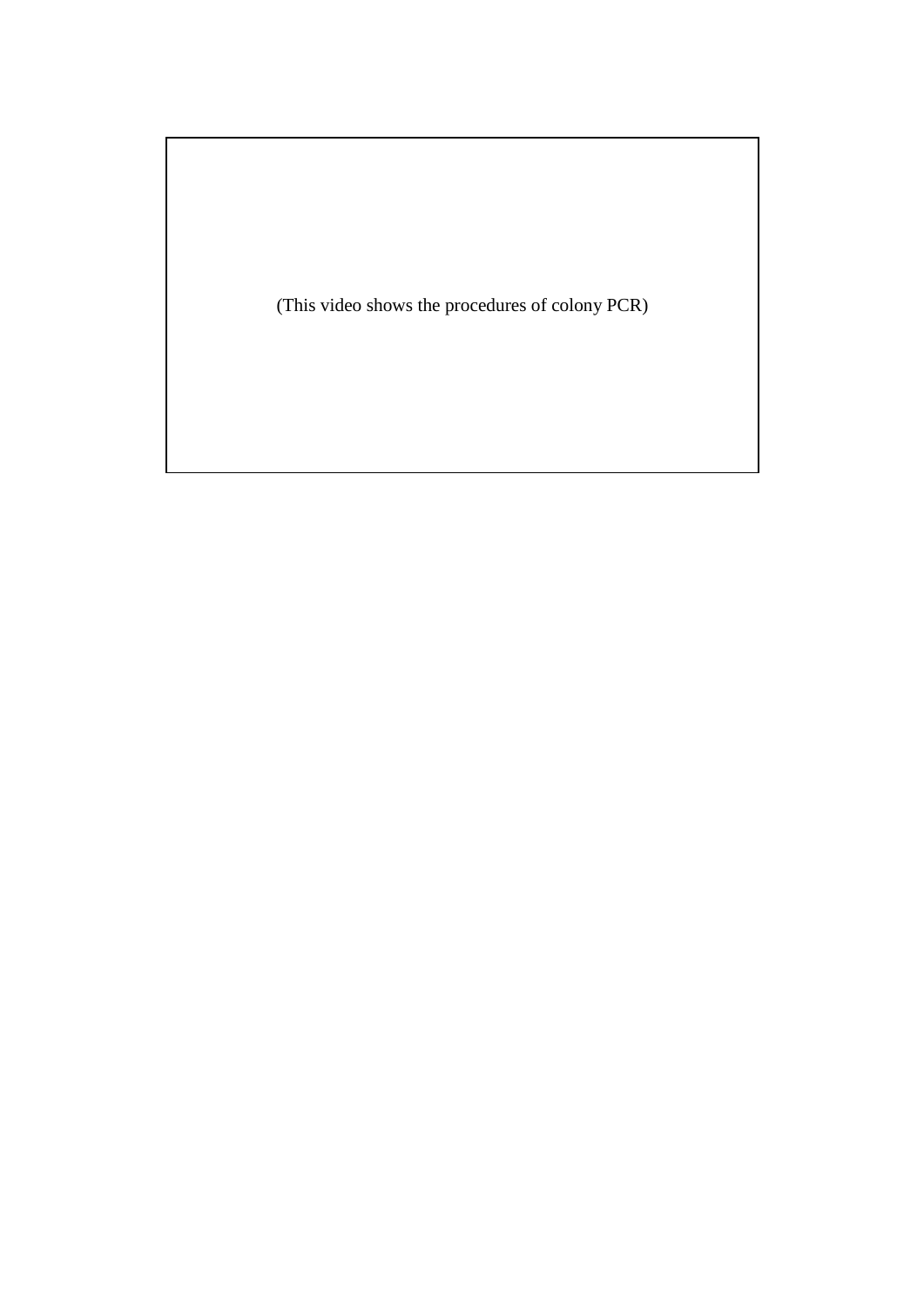(This video shows the procedures of colony PCR)